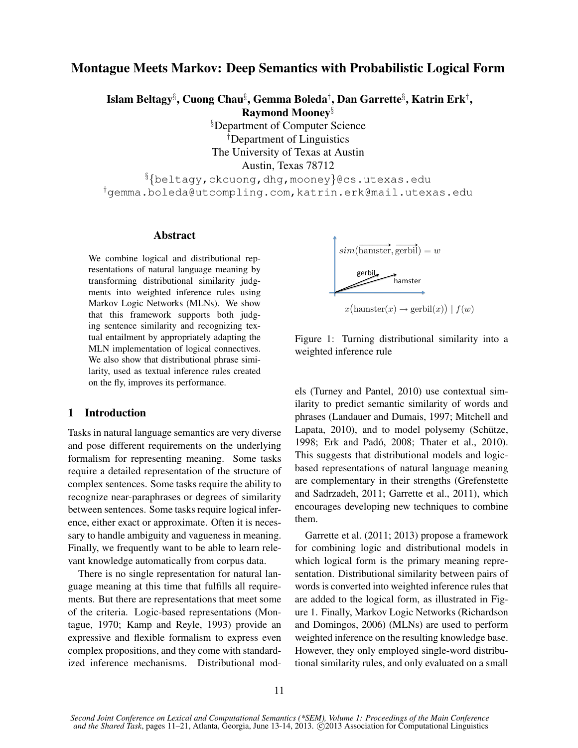# Montague Meets Markov: Deep Semantics with Probabilistic Logical Form

**Islam Beltagy[§], Cuong Chau[§], Gemma Boleda[†], Dan Garrette[§], Katrin Erk[†], Raymond Mooney[§]**

[§]Department of Computer Science
[†]Department of Linguistics
The University of Texas at Austin
Austin, Texas 78712

[§]{beltagy,ckcuong,dhg,mooney}@cs.utexas.edu
[†]gemma.boleda@utcompling.com, katrin.erk@mail.utexas.edu

## Abstract

We combine logical and distributional representations of natural language meaning by transforming distributional similarity judgments into weighted inference rules using Markov Logic Networks (MLNs). We show that this framework supports both judging sentence similarity and recognizing textual entailment by appropriately adapting the MLN implementation of logical connectives. We also show that distributional phrase similarity, used as textual inference rules created on the fly, improves its performance.

## 1 Introduction

Tasks in natural language semantics are very diverse and pose different requirements on the underlying formalism for representing meaning. Some tasks require a detailed representation of the structure of complex sentences. Some tasks require the ability to recognize near-paraphrases or degrees of similarity between sentences. Some tasks require logical inference, either exact or approximate. Often it is necessary to handle ambiguity and vagueness in meaning. Finally, we frequently want to be able to learn relevant knowledge automatically from corpus data.

There is no single representation for natural language meaning at this time that fulfills all requirements. But there are representations that meet some of the criteria. Logic-based representations (Montague, 1970; Kamp and Reyle, 1993) provide an expressive and flexible formalism to express even complex propositions, and they come with standardized inference mechanisms. Distributional models (Turney and Pantel, 2010) use contextual similarity to predict semantic similarity of words and phrases (Landauer and Dumais, 1997; Mitchell and Lapata, 2010), and to model polysemy (Schütze, 1998; Erk and Padó, 2008; Thater et al., 2010). This suggests that distributional models and logic-based representations of natural language meaning are complementary in their strengths (Grefenstette and Sadrzadeh, 2011; Garrette et al., 2011), which encourages developing new techniques to combine them.

$$sim(\overrightarrow{\text{hamster}}, \overrightarrow{\text{gerbil}}) = w$$

$$\forall x\big(\text{hamster}(x) \rightarrow \text{gerbil}(x)\big) \mid f(w)$$

Figure 1: Turning distributional similarity into a weighted inference rule

Garrette et al. (2011; 2013) propose a framework for combining logic and distributional models in which logical form is the primary meaning representation. Distributional similarity between pairs of words is converted into weighted inference rules that are added to the logical form, as illustrated in Figure 1. Finally, Markov Logic Networks (Richardson and Domingos, 2006) (MLNs) are used to perform weighted inference on the resulting knowledge base. However, they only employed single-word distributional similarity rules, and only evaluated on a small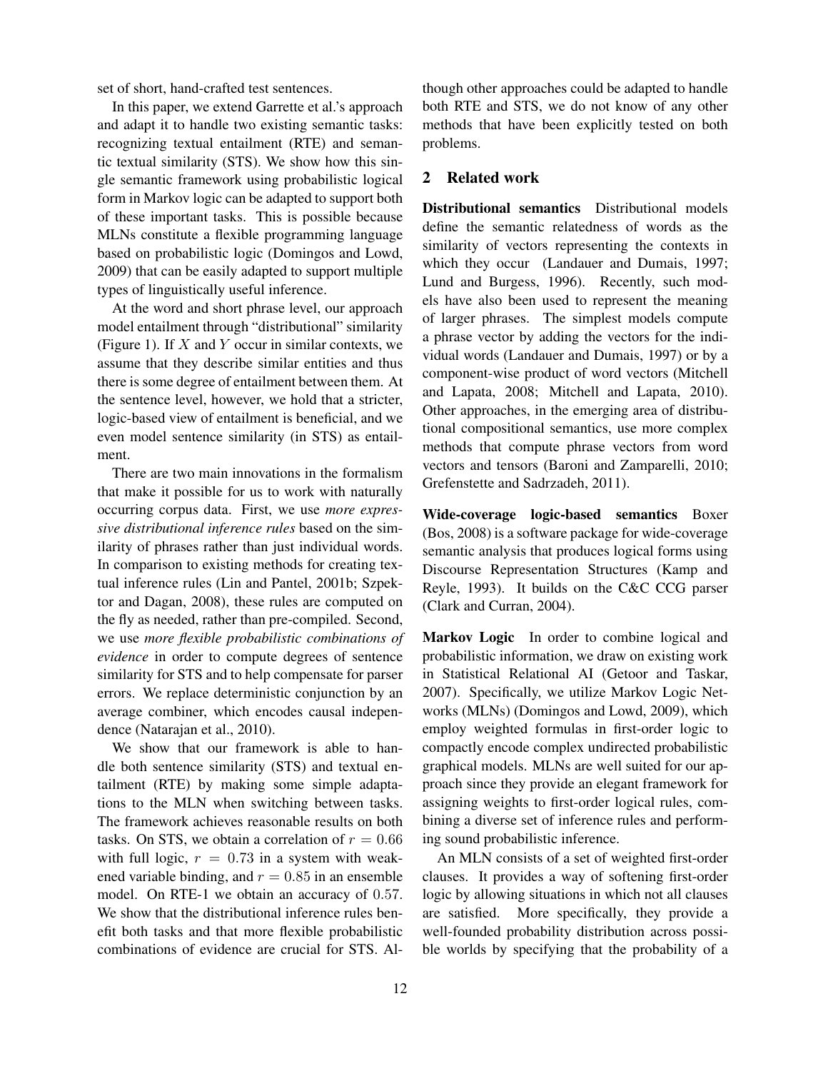set of short, hand-crafted test sentences.

In this paper, we extend Garrette et al.'s approach and adapt it to handle two existing semantic tasks: recognizing textual entailment (RTE) and semantic textual similarity (STS). We show how this single semantic framework using probabilistic logical form in Markov logic can be adapted to support both of these important tasks. This is possible because MLNs constitute a flexible programming language based on probabilistic logic (Domingos and Lowd, 2009) that can be easily adapted to support multiple types of linguistically useful inference.

At the word and short phrase level, our approach model entailment through "distributional" similarity (Figure 1). If $X$ and $Y$ occur in similar contexts, we assume that they describe similar entities and thus there is some degree of entailment between them. At the sentence level, however, we hold that a stricter, logic-based view of entailment is beneficial, and we even model sentence similarity (in STS) as entailment.

There are two main innovations in the formalism that make it possible for us to work with naturally occurring corpus data. First, we use *more expressive distributional inference rules* based on the similarity of phrases rather than just individual words. In comparison to existing methods for creating textual inference rules (Lin and Pantel, 2001b; Szpektor and Dagan, 2008), these rules are computed on the fly as needed, rather than pre-compiled. Second, we use *more flexible probabilistic combinations of evidence* in order to compute degrees of sentence similarity for STS and to help compensate for parser errors. We replace deterministic conjunction by an average combiner, which encodes causal independence (Natarajan et al., 2010).

We show that our framework is able to handle both sentence similarity (STS) and textual entailment (RTE) by making some simple adaptations to the MLN when switching between tasks. The framework achieves reasonable results on both tasks. On STS, we obtain a correlation of $r = 0.66$ with full logic, $r = 0.73$ in a system with weakened variable binding, and $r = 0.85$ in an ensemble model. On RTE-1 we obtain an accuracy of $0.57$. We show that the distributional inference rules benefit both tasks and that more flexible probabilistic combinations of evidence are crucial for STS. Although other approaches could be adapted to handle both RTE and STS, we do not know of any other methods that have been explicitly tested on both problems.

## 2 Related work

**Distributional semantics** Distributional models define the semantic relatedness of words as the similarity of vectors representing the contexts in which they occur (Landauer and Dumais, 1997; Lund and Burgess, 1996). Recently, such models have also been used to represent the meaning of larger phrases. The simplest models compute a phrase vector by adding the vectors for the individual words (Landauer and Dumais, 1997) or by a component-wise product of word vectors (Mitchell and Lapata, 2008; Mitchell and Lapata, 2010). Other approaches, in the emerging area of distributional compositional semantics, use more complex methods that compute phrase vectors from word vectors and tensors (Baroni and Zamparelli, 2010; Grefenstette and Sadrzadeh, 2011).

**Wide-coverage logic-based semantics** Boxer (Bos, 2008) is a software package for wide-coverage semantic analysis that produces logical forms using Discourse Representation Structures (Kamp and Reyle, 1993). It builds on the C&C CCG parser (Clark and Curran, 2004).

**Markov Logic** In order to combine logical and probabilistic information, we draw on existing work in Statistical Relational AI (Getoor and Taskar, 2007). Specifically, we utilize Markov Logic Networks (MLNs) (Domingos and Lowd, 2009), which employ weighted formulas in first-order logic to compactly encode complex undirected probabilistic graphical models. MLNs are well suited for our approach since they provide an elegant framework for assigning weights to first-order logical rules, combining a diverse set of inference rules and performing sound probabilistic inference.

An MLN consists of a set of weighted first-order clauses. It provides a way of softening first-order logic by allowing situations in which not all clauses are satisfied. More specifically, they provide a well-founded probability distribution across possible worlds by specifying that the probability of a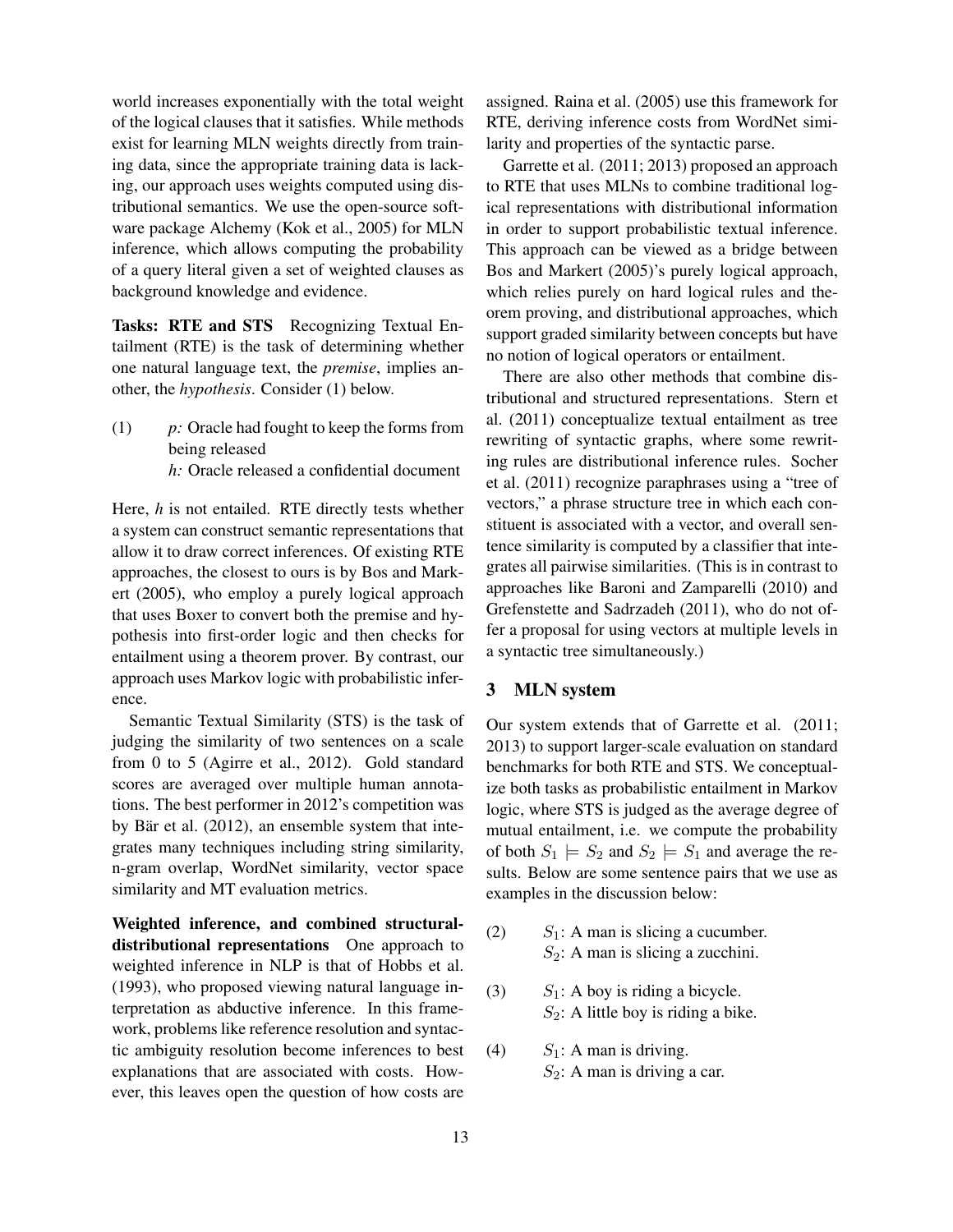world increases exponentially with the total weight of the logical clauses that it satisfies. While methods exist for learning MLN weights directly from training data, since the appropriate training data is lacking, our approach uses weights computed using distributional semantics. We use the open-source software package Alchemy (Kok et al., 2005) for MLN inference, which allows computing the probability of a query literal given a set of weighted clauses as background knowledge and evidence.

**Tasks: RTE and STS** Recognizing Textual Entailment (RTE) is the task of determining whether one natural language text, the *premise*, implies another, the *hypothesis*. Consider (1) below.

(1) *p:* Oracle had fought to keep the forms from being released
*h:* Oracle released a confidential document

Here, *h* is not entailed. RTE directly tests whether a system can construct semantic representations that allow it to draw correct inferences. Of existing RTE approaches, the closest to ours is by Bos and Markert (2005), who employ a purely logical approach that uses Boxer to convert both the premise and hypothesis into first-order logic and then checks for entailment using a theorem prover. By contrast, our approach uses Markov logic with probabilistic inference.

Semantic Textual Similarity (STS) is the task of judging the similarity of two sentences on a scale from 0 to 5 (Agirre et al., 2012). Gold standard scores are averaged over multiple human annotations. The best performer in 2012's competition was by Bär et al. (2012), an ensemble system that integrates many techniques including string similarity, n-gram overlap, WordNet similarity, vector space similarity and MT evaluation metrics.

**Weighted inference, and combined structural-distributional representations** One approach to weighted inference in NLP is that of Hobbs et al. (1993), who proposed viewing natural language interpretation as abductive inference. In this framework, problems like reference resolution and syntactic ambiguity resolution become inferences to best explanations that are associated with costs. However, this leaves open the question of how costs are assigned. Raina et al. (2005) use this framework for RTE, deriving inference costs from WordNet similarity and properties of the syntactic parse.

Garrette et al. (2011; 2013) proposed an approach to RTE that uses MLNs to combine traditional logical representations with distributional information in order to support probabilistic textual inference. This approach can be viewed as a bridge between Bos and Markert (2005)'s purely logical approach, which relies purely on hard logical rules and theorem proving, and distributional approaches, which support graded similarity between concepts but have no notion of logical operators or entailment.

There are also other methods that combine distributional and structured representations. Stern et al. (2011) conceptualize textual entailment as tree rewriting of syntactic graphs, where some rewriting rules are distributional inference rules. Socher et al. (2011) recognize paraphrases using a "tree of vectors," a phrase structure tree in which each constituent is associated with a vector, and overall sentence similarity is computed by a classifier that integrates all pairwise similarities. (This is in contrast to approaches like Baroni and Zamparelli (2010) and Grefenstette and Sadrzadeh (2011), who do not offer a proposal for using vectors at multiple levels in a syntactic tree simultaneously.)

## 3 MLN system

Our system extends that of Garrette et al. (2011; 2013) to support larger-scale evaluation on standard benchmarks for both RTE and STS. We conceptualize both tasks as probabilistic entailment in Markov logic, where STS is judged as the average degree of mutual entailment, i.e. we compute the probability of both $S_1 \models S_2$ and $S_2 \models S_1$ and average the results. Below are some sentence pairs that we use as examples in the discussion below:

(2) $S_1$: A man is slicing a cucumber.
$S_2$: A man is slicing a zucchini.

(3) $S_1$: A boy is riding a bicycle.
$S_2$: A little boy is riding a bike.

(4) $S_1$: A man is driving.
$S_2$: A man is driving a car.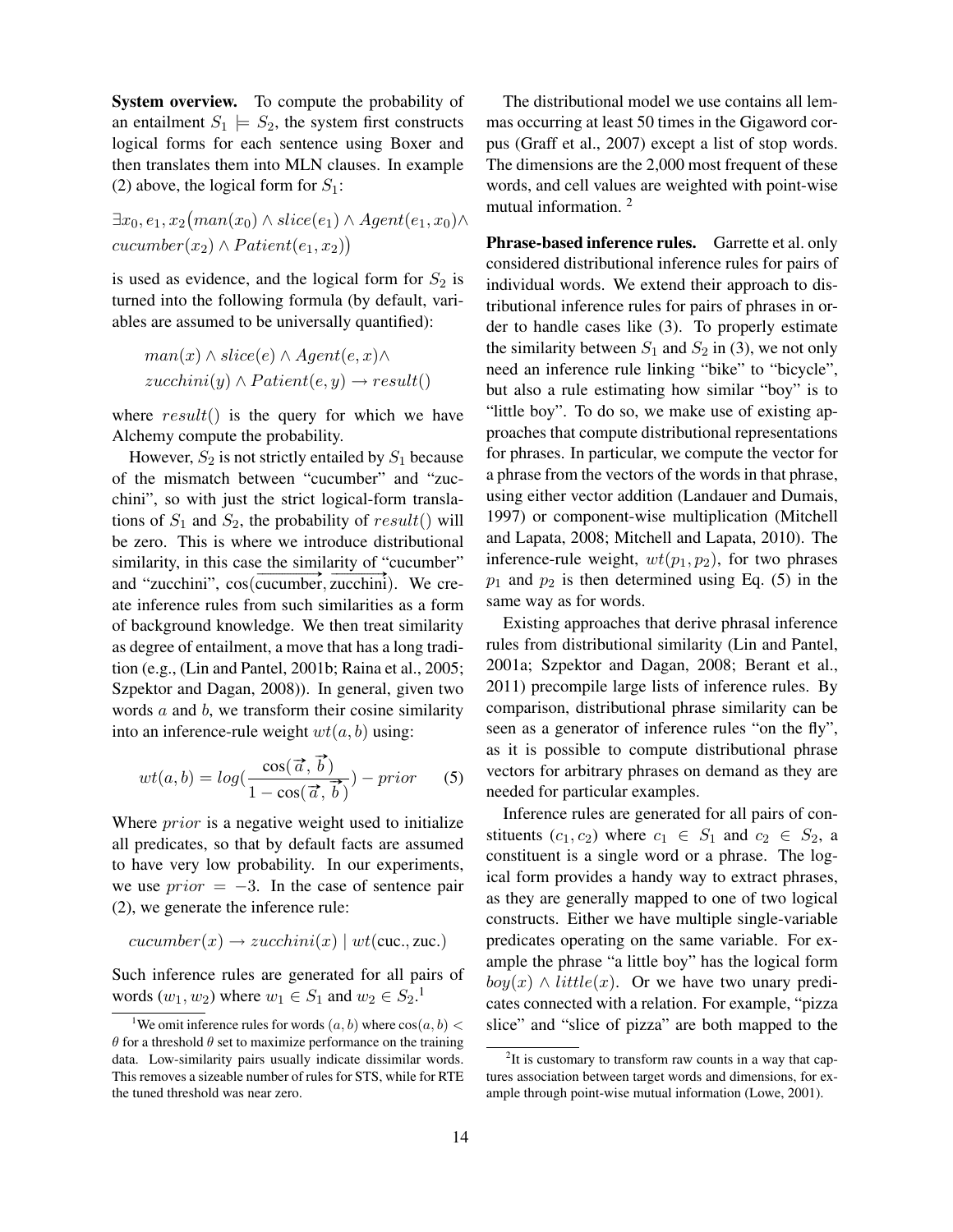**System overview.** To compute the probability of an entailment $S_1 \models S_2$, the system first constructs logical forms for each sentence using Boxer and then translates them into MLN clauses. In example (2) above, the logical form for $S_1$:

$$\exists x_0, e_1, x_2 \big(man(x_0) \land slice(e_1) \land Agent(e_1, x_0) \land cucumber(x_2) \land Patient(e_1, x_2)\big)$$

is used as evidence, and the logical form for $S_2$ is turned into the following formula (by default, variables are assumed to be universally quantified):

$$man(x) \land slice(e) \land Agent(e, x) \land zucchini(y) \land Patient(e, y) \rightarrow result()$$

where $result()$ is the query for which we have Alchemy compute the probability.

However, $S_2$ is not strictly entailed by $S_1$ because of the mismatch between "cucumber" and "zucchini", so with just the strict logical-form translations of $S_1$ and $S_2$, the probability of $result()$ will be zero. This is where we introduce distributional similarity, in this case the similarity of "cucumber" and "zucchini", $\cos(\overrightarrow{\text{cucumber}}, \overrightarrow{\text{zucchini}})$. We create inference rules from such similarities as a form of background knowledge. We then treat similarity as degree of entailment, a move that has a long tradition (e.g., (Lin and Pantel, 2001b; Raina et al., 2005; Szpektor and Dagan, 2008)). In general, given two words $a$ and $b$, we transform their cosine similarity into an inference-rule weight $wt(a, b)$ using:

$$wt(a, b) = log\left(\frac{\cos(\vec{a}, \vec{b})}{1 - \cos(\vec{a}, \vec{b})}\right) - prior \qquad (5)$$

Where $prior$ is a negative weight used to initialize all predicates, so that by default facts are assumed to have very low probability. In our experiments, we use $prior = -3$. In the case of sentence pair (2), we generate the inference rule:

$$cucumber(x) \rightarrow zucchini(x) \mid wt(\text{cuc., zuc.})$$

Such inference rules are generated for all pairs of words $(w_1, w_2)$ where $w_1 \in S_1$ and $w_2 \in S_2$.[1]

The distributional model we use contains all lemmas occurring at least 50 times in the Gigaword corpus (Graff et al., 2007) except a list of stop words. The dimensions are the 2,000 most frequent of these words, and cell values are weighted with point-wise mutual information. [2]

**Phrase-based inference rules.** Garrette et al. only considered distributional inference rules for pairs of individual words. We extend their approach to distributional inference rules for pairs of phrases in order to handle cases like (3). To properly estimate the similarity between $S_1$ and $S_2$ in (3), we not only need an inference rule linking "bike" to "bicycle", but also a rule estimating how similar "boy" is to "little boy". To do so, we make use of existing approaches that compute distributional representations for phrases. In particular, we compute the vector for a phrase from the vectors of the words in that phrase, using either vector addition (Landauer and Dumais, 1997) or component-wise multiplication (Mitchell and Lapata, 2008; Mitchell and Lapata, 2010). The inference-rule weight, $wt(p_1, p_2)$, for two phrases $p_1$ and $p_2$ is then determined using Eq. (5) in the same way as for words.

Existing approaches that derive phrasal inference rules from distributional similarity (Lin and Pantel, 2001a; Szpektor and Dagan, 2008; Berant et al., 2011) precompile large lists of inference rules. By comparison, distributional phrase similarity can be seen as a generator of inference rules "on the fly", as it is possible to compute distributional phrase vectors for arbitrary phrases on demand as they are needed for particular examples.

Inference rules are generated for all pairs of constituents $(c_1, c_2)$ where $c_1 \in S_1$ and $c_2 \in S_2$, a constituent is a single word or a phrase. The logical form provides a handy way to extract phrases, as they are generally mapped to one of two logical constructs. Either we have multiple single-variable predicates operating on the same variable. For example the phrase "a little boy" has the logical form $boy(x) \land little(x)$. Or we have two unary predicates connected with a relation. For example, "pizza slice" and "slice of pizza" are both mapped to the

[1] We omit inference rules for words $(a, b)$ where $\cos(a, b) < \theta$ for a threshold $\theta$ set to maximize performance on the training data. Low-similarity pairs usually indicate dissimilar words. This removes a sizeable number of rules for STS, while for RTE the tuned threshold was near zero.

[2] It is customary to transform raw counts in a way that captures association between target words and dimensions, for example through point-wise mutual information (Lowe, 2001).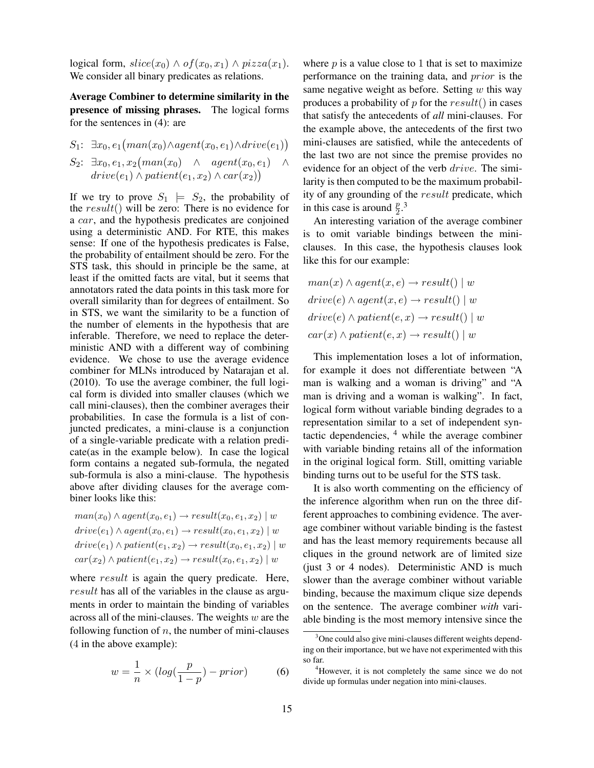logical form, $slice(x_0) \wedge of(x_0, x_1) \wedge pizza(x_1)$. We consider all binary predicates as relations.

**Average Combiner to determine similarity in the presence of missing phrases.** The logical forms for the sentences in (4): are

$S_1$: $\exists x_0, e_1\big(man(x_0) \wedge agent(x_0, e_1) \wedge drive(e_1)\big)$

$S_2$: $\exists x_0, e_1, x_2\big(man(x_0) \wedge agent(x_0, e_1) \wedge drive(e_1) \wedge patient(e_1, x_2) \wedge car(x_2)\big)$

If we try to prove $S_1 \models S_2$, the probability of the $result()$ will be zero: There is no evidence for a $car$, and the hypothesis predicates are conjoined using a deterministic AND. For RTE, this makes sense: If one of the hypothesis predicates is False, the probability of entailment should be zero. For the STS task, this should in principle be the same, at least if the omitted facts are vital, but it seems that annotators rated the data points in this task more for overall similarity than for degrees of entailment. So in STS, we want the similarity to be a function of the number of elements in the hypothesis that are inferable. Therefore, we need to replace the deterministic AND with a different way of combining evidence. We chose to use the average evidence combiner for MLNs introduced by Natarajan et al. (2010). To use the average combiner, the full logical form is divided into smaller clauses (which we call mini-clauses), then the combiner averages their probabilities. In case the formula is a list of conjuncted predicates, a mini-clause is a conjunction of a single-variable predicate with a relation predicate(as in the example below). In case the logical form contains a negated sub-formula, the negated sub-formula is also a mini-clause. The hypothesis above after dividing clauses for the average combiner looks like this:

$$man(x_0) \wedge agent(x_0, e_1) \rightarrow result(x_0, e_1, x_2) \mid w$$
$$drive(e_1) \wedge agent(x_0, e_1) \rightarrow result(x_0, e_1, x_2) \mid w$$
$$drive(e_1) \wedge patient(e_1, x_2) \rightarrow result(x_0, e_1, x_2) \mid w$$
$$car(x_2) \wedge patient(e_1, x_2) \rightarrow result(x_0, e_1, x_2) \mid w$$

where $result$ is again the query predicate. Here, $result$ has all of the variables in the clause as arguments in order to maintain the binding of variables across all of the mini-clauses. The weights $w$ are the following function of $n$, the number of mini-clauses (4 in the above example):

$$w = \frac{1}{n} \times (log(\frac{p}{1-p}) - prior) \tag{6}$$

where $p$ is a value close to 1 that is set to maximize performance on the training data, and $prior$ is the same negative weight as before. Setting $w$ this way produces a probability of $p$ for the $result()$ in cases that satisfy the antecedents of *all* mini-clauses. For the example above, the antecedents of the first two mini-clauses are satisfied, while the antecedents of the last two are not since the premise provides no evidence for an object of the verb $drive$. The similarity is then computed to be the maximum probability of any grounding of the $result$ predicate, which in this case is around $\frac{p}{2}$.[3]

An interesting variation of the average combiner is to omit variable bindings between the mini-clauses. In this case, the hypothesis clauses look like this for our example:

$$man(x) \wedge agent(x, e) \rightarrow result() \mid w$$
$$drive(e) \wedge agent(x, e) \rightarrow result() \mid w$$
$$drive(e) \wedge patient(e, x) \rightarrow result() \mid w$$
$$car(x) \wedge patient(e, x) \rightarrow result() \mid w$$

This implementation loses a lot of information, for example it does not differentiate between "A man is walking and a woman is driving" and "A man is driving and a woman is walking". In fact, logical form without variable binding degrades to a representation similar to a set of independent syntactic dependencies, [4] while the average combiner with variable binding retains all of the information in the original logical form. Still, omitting variable binding turns out to be useful for the STS task.

It is also worth commenting on the efficiency of the inference algorithm when run on the three different approaches to combining evidence. The average combiner without variable binding is the fastest and has the least memory requirements because all cliques in the ground network are of limited size (just 3 or 4 nodes). Deterministic AND is much slower than the average combiner without variable binding, because the maximum clique size depends on the sentence. The average combiner *with* variable binding is the most memory intensive since the

[3] One could also give mini-clauses different weights depending on their importance, but we have not experimented with this so far.

[4] However, it is not completely the same since we do not divide up formulas under negation into mini-clauses.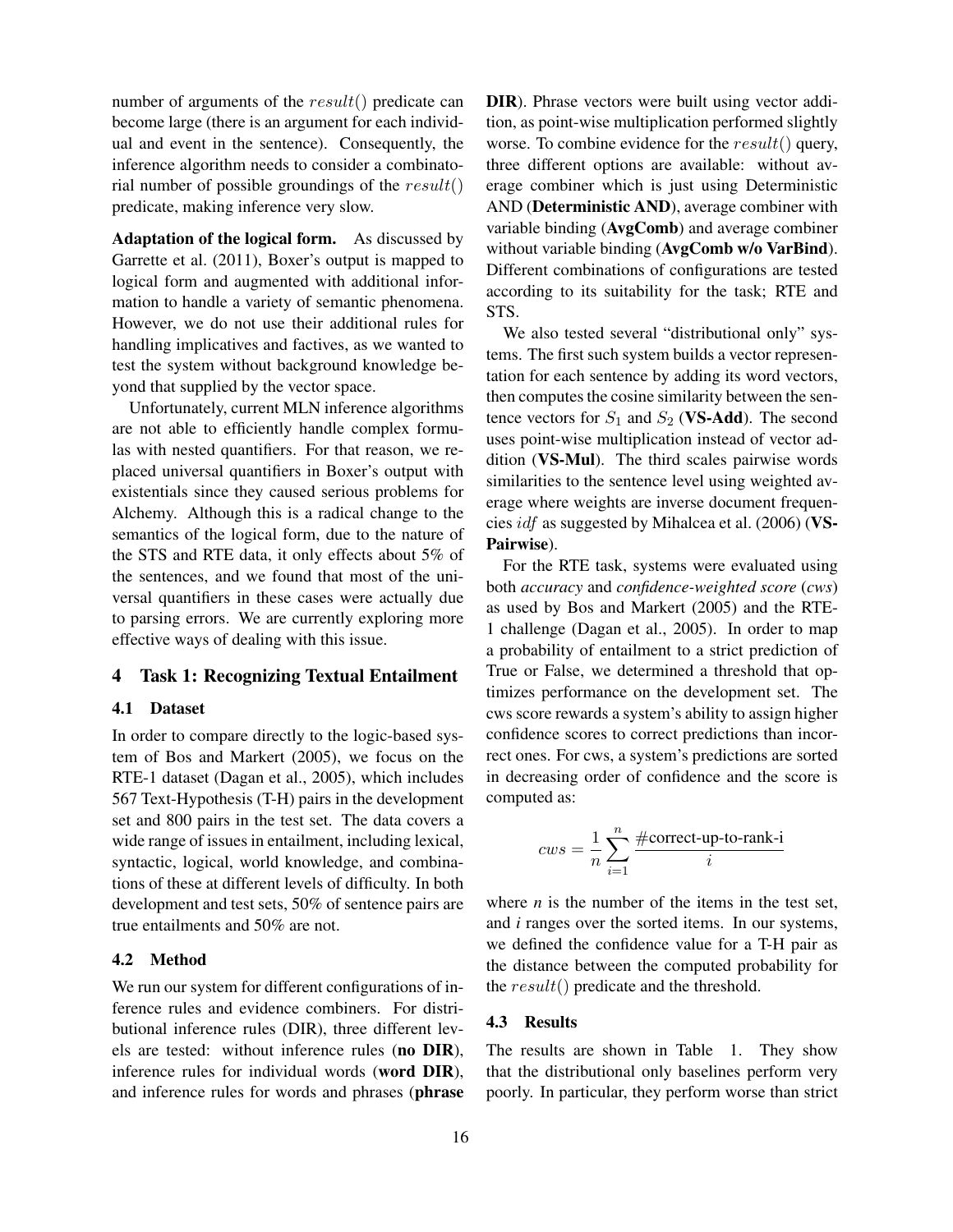number of arguments of the $result()$ predicate can become large (there is an argument for each individual and event in the sentence). Consequently, the inference algorithm needs to consider a combinatorial number of possible groundings of the $result()$ predicate, making inference very slow.

**Adaptation of the logical form.** As discussed by Garrette et al. (2011), Boxer's output is mapped to logical form and augmented with additional information to handle a variety of semantic phenomena. However, we do not use their additional rules for handling implicatives and factives, as we wanted to test the system without background knowledge beyond that supplied by the vector space.

Unfortunately, current MLN inference algorithms are not able to efficiently handle complex formulas with nested quantifiers. For that reason, we replaced universal quantifiers in Boxer's output with existentials since they caused serious problems for Alchemy. Although this is a radical change to the semantics of the logical form, due to the nature of the STS and RTE data, it only effects about 5% of the sentences, and we found that most of the universal quantifiers in these cases were actually due to parsing errors. We are currently exploring more effective ways of dealing with this issue.

## 4 Task 1: Recognizing Textual Entailment

### 4.1 Dataset

In order to compare directly to the logic-based system of Bos and Markert (2005), we focus on the RTE-1 dataset (Dagan et al., 2005), which includes 567 Text-Hypothesis (T-H) pairs in the development set and 800 pairs in the test set. The data covers a wide range of issues in entailment, including lexical, syntactic, logical, world knowledge, and combinations of these at different levels of difficulty. In both development and test sets, 50% of sentence pairs are true entailments and 50% are not.

### 4.2 Method

We run our system for different configurations of inference rules and evidence combiners. For distributional inference rules (DIR), three different levels are tested: without inference rules (**no DIR**), inference rules for individual words (**word DIR**), and inference rules for words and phrases (**phrase DIR**). Phrase vectors were built using vector addition, as point-wise multiplication performed slightly worse. To combine evidence for the $result()$ query, three different options are available: without average combiner which is just using Deterministic AND (**Deterministic AND**), average combiner with variable binding (**AvgComb**) and average combiner without variable binding (**AvgComb w/o VarBind**). Different combinations of configurations are tested according to its suitability for the task; RTE and STS.

We also tested several "distributional only" systems. The first such system builds a vector representation for each sentence by adding its word vectors, then computes the cosine similarity between the sentence vectors for $S_1$ and $S_2$ (**VS-Add**). The second uses point-wise multiplication instead of vector addition (**VS-Mul**). The third scales pairwise words similarities to the sentence level using weighted average where weights are inverse document frequencies $idf$ as suggested by Mihalcea et al. (2006) (**VS-Pairwise**).

For the RTE task, systems were evaluated using both *accuracy* and *confidence-weighted score* (*cws*) as used by Bos and Markert (2005) and the RTE-1 challenge (Dagan et al., 2005). In order to map a probability of entailment to a strict prediction of True or False, we determined a threshold that optimizes performance on the development set. The cws score rewards a system's ability to assign higher confidence scores to correct predictions than incorrect ones. For cws, a system's predictions are sorted in decreasing order of confidence and the score is computed as:

$$cws = \frac{1}{n} \sum_{i=1}^{n} \frac{\#\text{correct-up-to-rank-i}}{i}$$

where $n$ is the number of the items in the test set, and $i$ ranges over the sorted items. In our systems, we defined the confidence value for a T-H pair as the distance between the computed probability for the $result()$ predicate and the threshold.

### 4.3 Results

The results are shown in Table 1. They show that the distributional only baselines perform very poorly. In particular, they perform worse than strict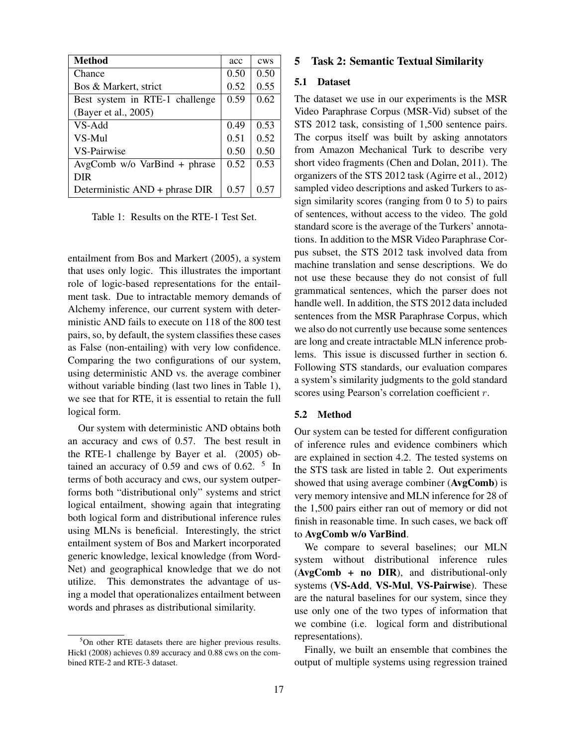| Method | acc | cws |
|---|---|---|
| Chance | 0.50 | 0.50 |
| Bos & Markert, strict | 0.52 | 0.55 |
| Best system in RTE-1 challenge (Bayer et al., 2005) | 0.59 | 0.62 |
| VS-Add | 0.49 | 0.53 |
| VS-Mul | 0.51 | 0.52 |
| VS-Pairwise | 0.50 | 0.50 |
| AvgComb w/o VarBind + phrase DIR | 0.52 | 0.53 |
| Deterministic AND + phrase DIR | 0.57 | 0.57 |

Table 1: Results on the RTE-1 Test Set.

entailment from Bos and Markert (2005), a system that uses only logic. This illustrates the important role of logic-based representations for the entailment task. Due to intractable memory demands of Alchemy inference, our current system with deterministic AND fails to execute on 118 of the 800 test pairs, so, by default, the system classifies these cases as False (non-entailing) with very low confidence. Comparing the two configurations of our system, using deterministic AND vs. the average combiner without variable binding (last two lines in Table 1), we see that for RTE, it is essential to retain the full logical form.

Our system with deterministic AND obtains both an accuracy and cws of 0.57. The best result in the RTE-1 challenge by Bayer et al. (2005) obtained an accuracy of 0.59 and cws of 0.62. [5] In terms of both accuracy and cws, our system outperforms both "distributional only" systems and strict logical entailment, showing again that integrating both logical form and distributional inference rules using MLNs is beneficial. Interestingly, the strict entailment system of Bos and Markert incorporated generic knowledge, lexical knowledge (from WordNet) and geographical knowledge that we do not utilize. This demonstrates the advantage of using a model that operationalizes entailment between words and phrases as distributional similarity.

[5] On other RTE datasets there are higher previous results. Hickl (2008) achieves 0.89 accuracy and 0.88 cws on the combined RTE-2 and RTE-3 dataset.

## 5 Task 2: Semantic Textual Similarity

### 5.1 Dataset

The dataset we use in our experiments is the MSR Video Paraphrase Corpus (MSR-Vid) subset of the STS 2012 task, consisting of 1,500 sentence pairs. The corpus itself was built by asking annotators from Amazon Mechanical Turk to describe very short video fragments (Chen and Dolan, 2011). The organizers of the STS 2012 task (Agirre et al., 2012) sampled video descriptions and asked Turkers to assign similarity scores (ranging from 0 to 5) to pairs of sentences, without access to the video. The gold standard score is the average of the Turkers' annotations. In addition to the MSR Video Paraphrase Corpus subset, the STS 2012 task involved data from machine translation and sense descriptions. We do not use these because they do not consist of full grammatical sentences, which the parser does not handle well. In addition, the STS 2012 data included sentences from the MSR Paraphrase Corpus, which we also do not currently use because some sentences are long and create intractable MLN inference problems. This issue is discussed further in section 6. Following STS standards, our evaluation compares a system's similarity judgments to the gold standard scores using Pearson's correlation coefficient $r$.

### 5.2 Method

Our system can be tested for different configuration of inference rules and evidence combiners which are explained in section 4.2. The tested systems on the STS task are listed in table 2. Out experiments showed that using average combiner (**AvgComb**) is very memory intensive and MLN inference for 28 of the 1,500 pairs either ran out of memory or did not finish in reasonable time. In such cases, we back off to **AvgComb w/o VarBind**.

We compare to several baselines; our MLN system without distributional inference rules (**AvgComb + no DIR**), and distributional-only systems (**VS-Add**, **VS-Mul**, **VS-Pairwise**). These are the natural baselines for our system, since they use only one of the two types of information that we combine (i.e. logical form and distributional representations).

Finally, we built an ensemble that combines the output of multiple systems using regression trained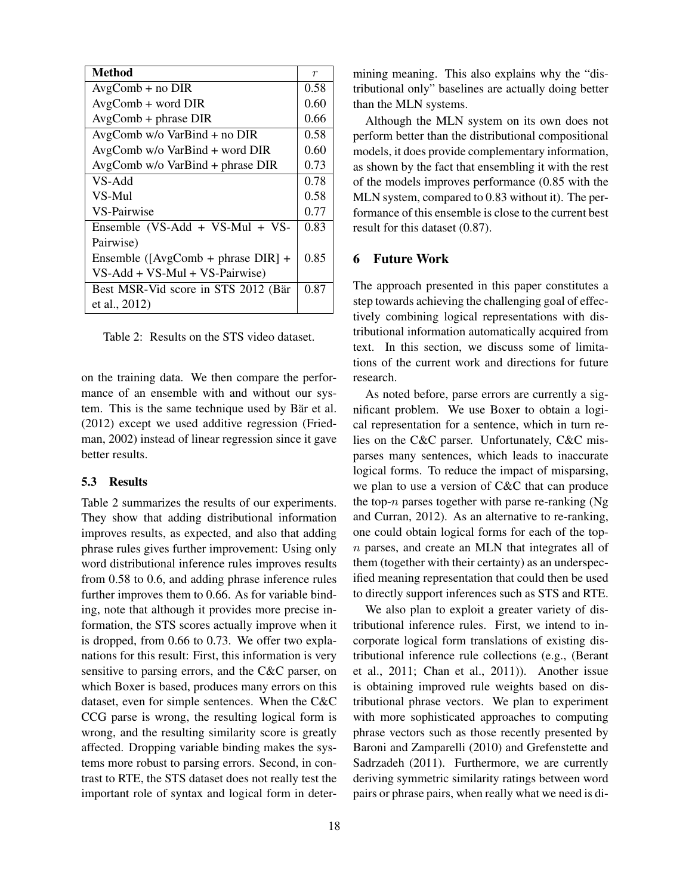| Method | $r$ |
|---|---|
| AvgComb + no DIR | 0.58 |
| AvgComb + word DIR | 0.60 |
| AvgComb + phrase DIR | 0.66 |
| AvgComb w/o VarBind + no DIR | 0.58 |
| AvgComb w/o VarBind + word DIR | 0.60 |
| AvgComb w/o VarBind + phrase DIR | 0.73 |
| VS-Add | 0.78 |
| VS-Mul | 0.58 |
| VS-Pairwise | 0.77 |
| Ensemble (VS-Add + VS-Mul + VS-Pairwise) | 0.83 |
| Ensemble ([AvgComb + phrase DIR] + VS-Add + VS-Mul + VS-Pairwise) | 0.85 |
| Best MSR-Vid score in STS 2012 (Bär et al., 2012) | 0.87 |

Table 2: Results on the STS video dataset.

on the training data. We then compare the performance of an ensemble with and without our system. This is the same technique used by Bär et al. (2012) except we used additive regression (Friedman, 2002) instead of linear regression since it gave better results.

### 5.3 Results

Table 2 summarizes the results of our experiments. They show that adding distributional information improves results, as expected, and also that adding phrase rules gives further improvement: Using only word distributional inference rules improves results from 0.58 to 0.6, and adding phrase inference rules further improves them to 0.66. As for variable binding, note that although it provides more precise information, the STS scores actually improve when it is dropped, from 0.66 to 0.73. We offer two explanations for this result: First, this information is very sensitive to parsing errors, and the C&C parser, on which Boxer is based, produces many errors on this dataset, even for simple sentences. When the C&C CCG parse is wrong, the resulting logical form is wrong, and the resulting similarity score is greatly affected. Dropping variable binding makes the systems more robust to parsing errors. Second, in contrast to RTE, the STS dataset does not really test the important role of syntax and logical form in determining meaning. This also explains why the "distributional only" baselines are actually doing better than the MLN systems.

Although the MLN system on its own does not perform better than the distributional compositional models, it does provide complementary information, as shown by the fact that ensembling it with the rest of the models improves performance (0.85 with the MLN system, compared to 0.83 without it). The performance of this ensemble is close to the current best result for this dataset (0.87).

## 6 Future Work

The approach presented in this paper constitutes a step towards achieving the challenging goal of effectively combining logical representations with distributional information automatically acquired from text. In this section, we discuss some of limitations of the current work and directions for future research.

As noted before, parse errors are currently a significant problem. We use Boxer to obtain a logical representation for a sentence, which in turn relies on the C&C parser. Unfortunately, C&C misparses many sentences, which leads to inaccurate logical forms. To reduce the impact of misparsing, we plan to use a version of C&C that can produce the top-$n$ parses together with parse re-ranking (Ng and Curran, 2012). As an alternative to re-ranking, one could obtain logical forms for each of the top-$n$ parses, and create an MLN that integrates all of them (together with their certainty) as an underspecified meaning representation that could then be used to directly support inferences such as STS and RTE.

We also plan to exploit a greater variety of distributional inference rules. First, we intend to incorporate logical form translations of existing distributional inference rule collections (e.g., (Berant et al., 2011; Chan et al., 2011)). Another issue is obtaining improved rule weights based on distributional phrase vectors. We plan to experiment with more sophisticated approaches to computing phrase vectors such as those recently presented by Baroni and Zamparelli (2010) and Grefenstette and Sadrzadeh (2011). Furthermore, we are currently deriving symmetric similarity ratings between word pairs or phrase pairs, when really what we need is di-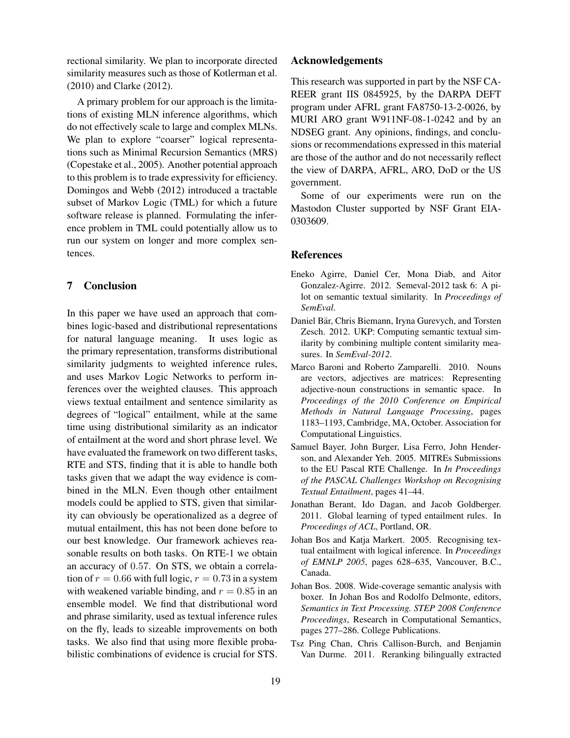rectional similarity. We plan to incorporate directed similarity measures such as those of Kotlerman et al. (2010) and Clarke (2012).

A primary problem for our approach is the limitations of existing MLN inference algorithms, which do not effectively scale to large and complex MLNs. We plan to explore "coarser" logical representations such as Minimal Recursion Semantics (MRS) (Copestake et al., 2005). Another potential approach to this problem is to trade expressivity for efficiency. Domingos and Webb (2012) introduced a tractable subset of Markov Logic (TML) for which a future software release is planned. Formulating the inference problem in TML could potentially allow us to run our system on longer and more complex sentences.

## 7 Conclusion

In this paper we have used an approach that combines logic-based and distributional representations for natural language meaning. It uses logic as the primary representation, transforms distributional similarity judgments to weighted inference rules, and uses Markov Logic Networks to perform inferences over the weighted clauses. This approach views textual entailment and sentence similarity as degrees of "logical" entailment, while at the same time using distributional similarity as an indicator of entailment at the word and short phrase level. We have evaluated the framework on two different tasks, RTE and STS, finding that it is able to handle both tasks given that we adapt the way evidence is combined in the MLN. Even though other entailment models could be applied to STS, given that similarity can obviously be operationalized as a degree of mutual entailment, this has not been done before to our best knowledge. Our framework achieves reasonable results on both tasks. On RTE-1 we obtain an accuracy of $0.57$. On STS, we obtain a correlation of $r = 0.66$ with full logic, $r = 0.73$ in a system with weakened variable binding, and $r = 0.85$ in an ensemble model. We find that distributional word and phrase similarity, used as textual inference rules on the fly, leads to sizeable improvements on both tasks. We also find that using more flexible probabilistic combinations of evidence is crucial for STS.

## Acknowledgements

This research was supported in part by the NSF CAREER grant IIS 0845925, by the DARPA DEFT program under AFRL grant FA8750-13-2-0026, by MURI ARO grant W911NF-08-1-0242 and by an NDSEG grant. Any opinions, findings, and conclusions or recommendations expressed in this material are those of the author and do not necessarily reflect the view of DARPA, AFRL, ARO, DoD or the US government.

Some of our experiments were run on the Mastodon Cluster supported by NSF Grant EIA-0303609.

## References

Eneko Agirre, Daniel Cer, Mona Diab, and Aitor Gonzalez-Agirre. 2012. Semeval-2012 task 6: A pilot on semantic textual similarity. In *Proceedings of SemEval*.

Daniel Bär, Chris Biemann, Iryna Gurevych, and Torsten Zesch. 2012. UKP: Computing semantic textual similarity by combining multiple content similarity measures. In *SemEval-2012*.

Marco Baroni and Roberto Zamparelli. 2010. Nouns are vectors, adjectives are matrices: Representing adjective-noun constructions in semantic space. In *Proceedings of the 2010 Conference on Empirical Methods in Natural Language Processing*, pages 1183–1193, Cambridge, MA, October. Association for Computational Linguistics.

Samuel Bayer, John Burger, Lisa Ferro, John Henderson, and Alexander Yeh. 2005. MITREs Submissions to the EU Pascal RTE Challenge. In *In Proceedings of the PASCAL Challenges Workshop on Recognising Textual Entailment*, pages 41–44.

Jonathan Berant, Ido Dagan, and Jacob Goldberger. 2011. Global learning of typed entailment rules. In *Proceedings of ACL*, Portland, OR.

Johan Bos and Katja Markert. 2005. Recognising textual entailment with logical inference. In *Proceedings of EMNLP 2005*, pages 628–635, Vancouver, B.C., Canada.

Johan Bos. 2008. Wide-coverage semantic analysis with boxer. In Johan Bos and Rodolfo Delmonte, editors, *Semantics in Text Processing. STEP 2008 Conference Proceedings*, Research in Computational Semantics, pages 277–286. College Publications.

Tsz Ping Chan, Chris Callison-Burch, and Benjamin Van Durme. 2011. Reranking bilingually extracted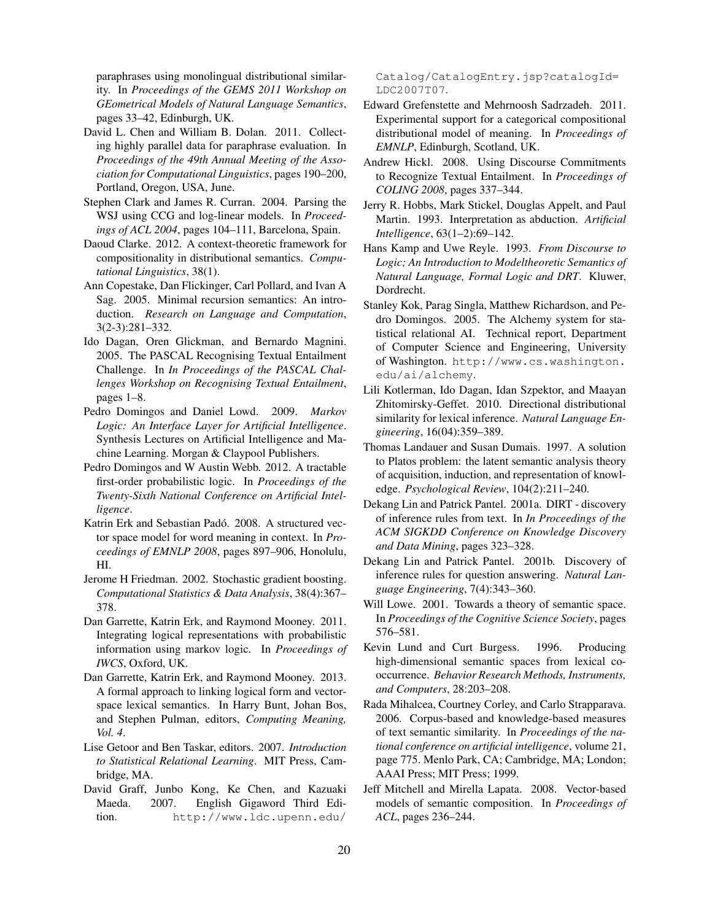paraphrases using monolingual distributional similarity. In *Proceedings of the GEMS 2011 Workshop on GEometrical Models of Natural Language Semantics*, pages 33–42, Edinburgh, UK.

David L. Chen and William B. Dolan. 2011. Collecting highly parallel data for paraphrase evaluation. In *Proceedings of the 49th Annual Meeting of the Association for Computational Linguistics*, pages 190–200, Portland, Oregon, USA, June.

Stephen Clark and James R. Curran. 2004. Parsing the WSJ using CCG and log-linear models. In *Proceedings of ACL 2004*, pages 104–111, Barcelona, Spain.

Daoud Clarke. 2012. A context-theoretic framework for compositionality in distributional semantics. *Computational Linguistics*, 38(1).

Ann Copestake, Dan Flickinger, Carl Pollard, and Ivan A Sag. 2005. Minimal recursion semantics: An introduction. *Research on Language and Computation*, 3(2-3):281–332.

Ido Dagan, Oren Glickman, and Bernardo Magnini. 2005. The PASCAL Recognising Textual Entailment Challenge. In *In Proceedings of the PASCAL Challenges Workshop on Recognising Textual Entailment*, pages 1–8.

Pedro Domingos and Daniel Lowd. 2009. *Markov Logic: An Interface Layer for Artificial Intelligence*. Synthesis Lectures on Artificial Intelligence and Machine Learning. Morgan & Claypool Publishers.

Pedro Domingos and W Austin Webb. 2012. A tractable first-order probabilistic logic. In *Proceedings of the Twenty-Sixth National Conference on Artificial Intelligence*.

Katrin Erk and Sebastian Padó. 2008. A structured vector space model for word meaning in context. In *Proceedings of EMNLP 2008*, pages 897–906, Honolulu, HI.

Jerome H Friedman. 2002. Stochastic gradient boosting. *Computational Statistics & Data Analysis*, 38(4):367–378.

Dan Garrette, Katrin Erk, and Raymond Mooney. 2011. Integrating logical representations with probabilistic information using markov logic. In *Proceedings of IWCS*, Oxford, UK.

Dan Garrette, Katrin Erk, and Raymond Mooney. 2013. A formal approach to linking logical form and vector-space lexical semantics. In Harry Bunt, Johan Bos, and Stephen Pulman, editors, *Computing Meaning, Vol. 4*.

Lise Getoor and Ben Taskar, editors. 2007. *Introduction to Statistical Relational Learning*. MIT Press, Cambridge, MA.

David Graff, Junbo Kong, Ke Chen, and Kazuaki Maeda. 2007. English Gigaword Third Edition. http://www.ldc.upenn.edu/Catalog/CatalogEntry.jsp?catalogId=LDC2007T07.

Edward Grefenstette and Mehrnoosh Sadrzadeh. 2011. Experimental support for a categorical compositional distributional model of meaning. In *Proceedings of EMNLP*, Edinburgh, Scotland, UK.

Andrew Hickl. 2008. Using Discourse Commitments to Recognize Textual Entailment. In *Proceedings of COLING 2008*, pages 337–344.

Jerry R. Hobbs, Mark Stickel, Douglas Appelt, and Paul Martin. 1993. Interpretation as abduction. *Artificial Intelligence*, 63(1–2):69–142.

Hans Kamp and Uwe Reyle. 1993. *From Discourse to Logic; An Introduction to Modeltheoretic Semantics of Natural Language, Formal Logic and DRT*. Kluwer, Dordrecht.

Stanley Kok, Parag Singla, Matthew Richardson, and Pedro Domingos. 2005. The Alchemy system for statistical relational AI. Technical report, Department of Computer Science and Engineering, University of Washington. http://www.cs.washington.edu/ai/alchemy.

Lili Kotlerman, Ido Dagan, Idan Szpektor, and Maayan Zhitomirsky-Geffet. 2010. Directional distributional similarity for lexical inference. *Natural Language Engineering*, 16(04):359–389.

Thomas Landauer and Susan Dumais. 1997. A solution to Platos problem: the latent semantic analysis theory of acquisition, induction, and representation of knowledge. *Psychological Review*, 104(2):211–240.

Dekang Lin and Patrick Pantel. 2001a. DIRT - discovery of inference rules from text. In *In Proceedings of the ACM SIGKDD Conference on Knowledge Discovery and Data Mining*, pages 323–328.

Dekang Lin and Patrick Pantel. 2001b. Discovery of inference rules for question answering. *Natural Language Engineering*, 7(4):343–360.

Will Lowe. 2001. Towards a theory of semantic space. In *Proceedings of the Cognitive Science Society*, pages 576–581.

Kevin Lund and Curt Burgess. 1996. Producing high-dimensional semantic spaces from lexical co-occurrence. *Behavior Research Methods, Instruments, and Computers*, 28:203–208.

Rada Mihalcea, Courtney Corley, and Carlo Strapparava. 2006. Corpus-based and knowledge-based measures of text semantic similarity. In *Proceedings of the national conference on artificial intelligence*, volume 21, page 775. Menlo Park, CA; Cambridge, MA; London; AAAI Press; MIT Press; 1999.

Jeff Mitchell and Mirella Lapata. 2008. Vector-based models of semantic composition. In *Proceedings of ACL*, pages 236–244.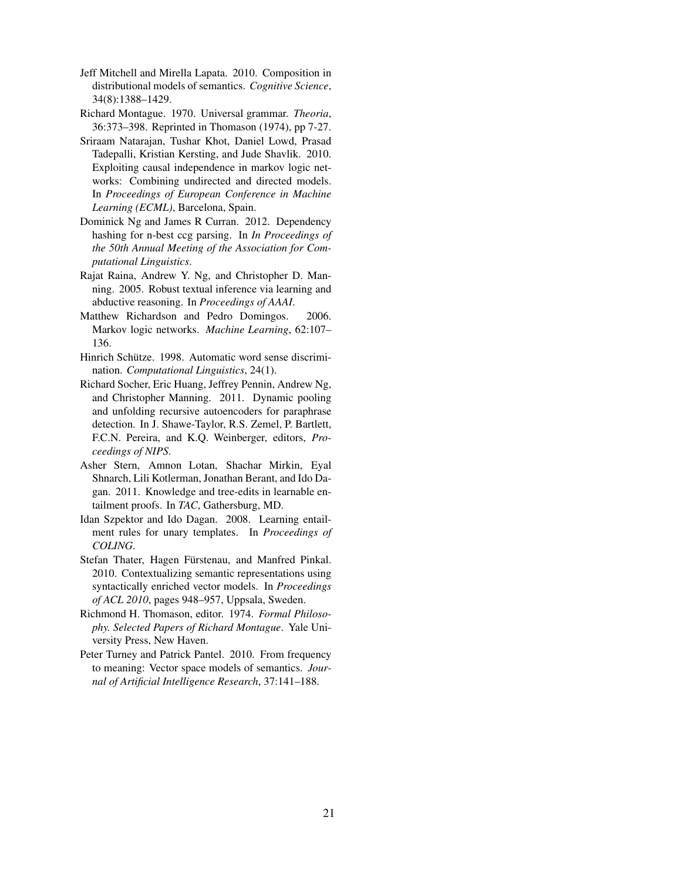Jeff Mitchell and Mirella Lapata. 2010. Composition in distributional models of semantics. *Cognitive Science*, 34(8):1388–1429.

Richard Montague. 1970. Universal grammar. *Theoria*, 36:373–398. Reprinted in Thomason (1974), pp 7-27.

Sriraam Natarajan, Tushar Khot, Daniel Lowd, Prasad Tadepalli, Kristian Kersting, and Jude Shavlik. 2010. Exploiting causal independence in markov logic networks: Combining undirected and directed models. In *Proceedings of European Conference in Machine Learning (ECML)*, Barcelona, Spain.

Dominick Ng and James R Curran. 2012. Dependency hashing for n-best ccg parsing. In *In Proceedings of the 50th Annual Meeting of the Association for Computational Linguistics*.

Rajat Raina, Andrew Y. Ng, and Christopher D. Manning. 2005. Robust textual inference via learning and abductive reasoning. In *Proceedings of AAAI*.

Matthew Richardson and Pedro Domingos. 2006. Markov logic networks. *Machine Learning*, 62:107–136.

Hinrich Schütze. 1998. Automatic word sense discrimination. *Computational Linguistics*, 24(1).

Richard Socher, Eric Huang, Jeffrey Pennin, Andrew Ng, and Christopher Manning. 2011. Dynamic pooling and unfolding recursive autoencoders for paraphrase detection. In J. Shawe-Taylor, R.S. Zemel, P. Bartlett, F.C.N. Pereira, and K.Q. Weinberger, editors, *Proceedings of NIPS*.

Asher Stern, Amnon Lotan, Shachar Mirkin, Eyal Shnarch, Lili Kotlerman, Jonathan Berant, and Ido Dagan. 2011. Knowledge and tree-edits in learnable entailment proofs. In *TAC*, Gathersburg, MD.

Idan Szpektor and Ido Dagan. 2008. Learning entailment rules for unary templates. In *Proceedings of COLING*.

Stefan Thater, Hagen Fürstenau, and Manfred Pinkal. 2010. Contextualizing semantic representations using syntactically enriched vector models. In *Proceedings of ACL 2010*, pages 948–957, Uppsala, Sweden.

Richmond H. Thomason, editor. 1974. *Formal Philosophy. Selected Papers of Richard Montague*. Yale University Press, New Haven.

Peter Turney and Patrick Pantel. 2010. From frequency to meaning: Vector space models of semantics. *Journal of Artificial Intelligence Research*, 37:141–188.